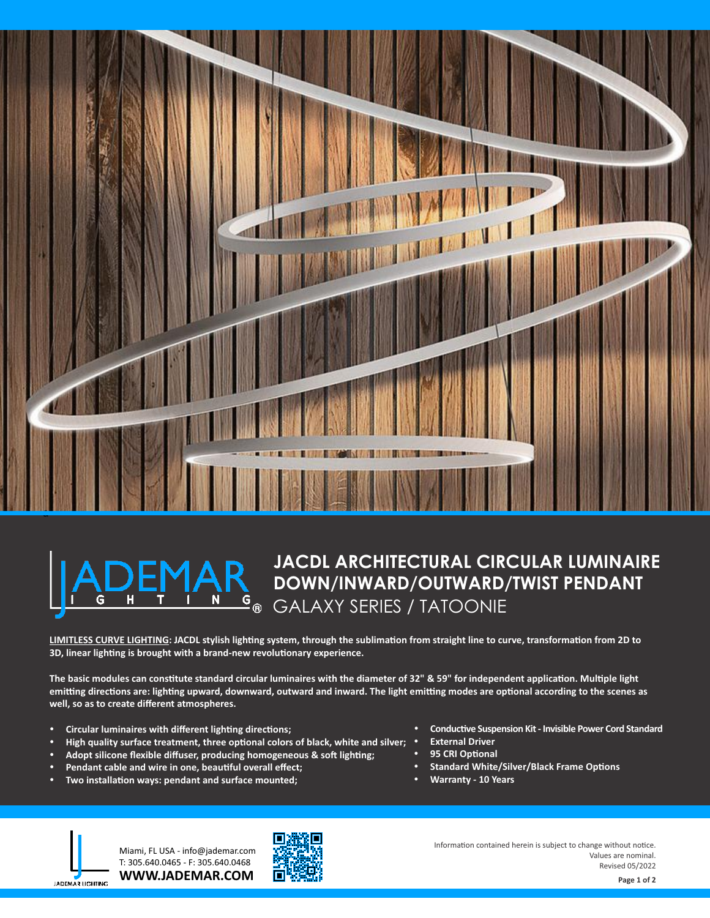JADEMAR LIGHTING®

# JACDL ARCHITECTURAL CIRCULAR LUMINAIRE DOWN/INWARD/OUTWARD/TWIST PENDANT

## GALAXY SERIES / TATOONIE

**LIMITLESS CURVE LIGHTING: JACDL stylish lighting system, through the sublimation from straight line to curve, transformation from 2D to 3D, linear lighting is brought with a brand-new revolutionary experience.**

**The basic modules can constitute standard circular luminaires with the diameter of 32" & 59" for independent application. Multiple light emitting directions are: lighting upward, downward, outward and inward. The light emitting modes are optional according to the scenes as well, so as to create different atmospheres.**

- **Circular luminaires with different lighting directions;**
- **High quality surface treatment, three optional colors of black, white and silver;**
- **Adopt silicone flexible diffuser, producing homogeneous & soft lighting;**
- **Pendant cable and wire in one, beautiful overall effect;**
- **Two installation ways: pendant and surface mounted;**
- **Conductive Suspension Kit - Invisible Power Cord Standard**
- **External Driver**
- **95 CRI Optional**
- **Standard White/Silver/Black Frame Options**
- **Warranty - 10 Years**

JADEMAR LIGHTING

Miami, FL USA - info@jademar.com
T: 305.640.0465 - F: 305.640.0468
**WWW.JADEMAR.COM**

Information contained herein is subject to change without notice.
Values are nominal.
Revised 05/2022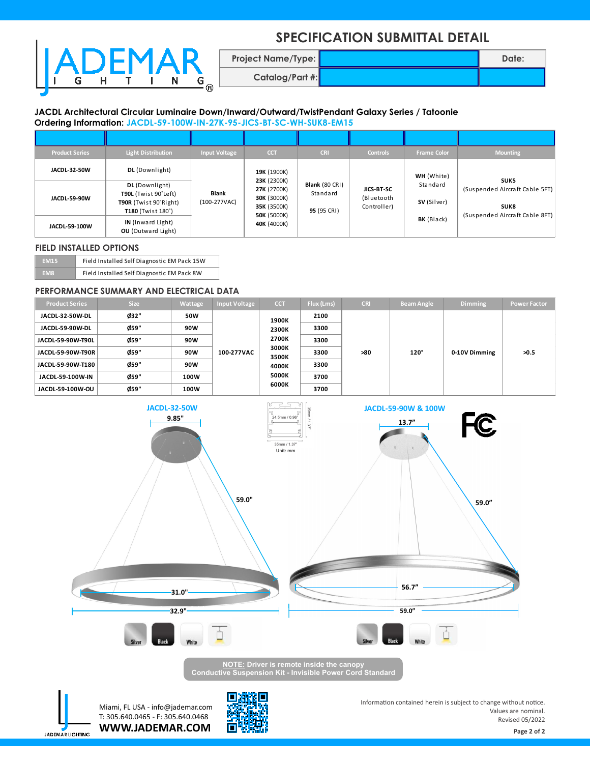# SPECIFICATION SUBMITTAL DETAIL

| Project Name/Type: | | Date: |
|---|---|---|
| Catalog/Part #: | | |

**JACDL Architectural Circular Luminaire Down/Inward/Outward/TwistPendant Galaxy Series / Tatoonie**
**Ordering Information:** JACDL-59-100W-IN-27K-95-JICS-BT-SC-WH-SUK8-EM15

| Product Series | Light Distribution | Input Voltage | CCT | CRI | Controls | Frame Color | Mounting |
|---|---|---|---|---|---|---|---|
| **JACDL-32-50W** | **DL** (Downlight) | **Blank** (100-277VAC) | **19K** (1900K) **23K** (2300K) **27K** (2700K) **30K** (3000K) **35K** (3500K) **50K** (5000K) **40K** (4000K) | **Blank** (80 CRI) Standard<br>**95** (95 CRI) | **JICS-BT-SC** (Bluetooth Controller) | **WH** (White) Standard<br>**SV** (Silver)<br>**BK** (Black) | **SUK5** (Suspended Aircraft Cable 5FT)<br>**SUK8** (Suspended Aircraft Cable 8FT) |
| **JACDL-59-90W** | **DL** (Downlight) **T90L** (Twist 90˚Left) **T90R** (Twist 90˚Right) **T180** (Twist 180˚) | | | | | | |
| **JACDL-59-100W** | **IN** (Inward Light) **OU** (Outward Light) | | | | | | |

## FIELD INSTALLED OPTIONS

| | |
|---|---|
| EM15 | Field Installed Self Diagnostic EM Pack 15W |
| EM8 | Field Installed Self Diagnostic EM Pack 8W |

## PERFORMANCE SUMMARY AND ELECTRICAL DATA

| Product Series | Size | Wattage | Input Voltage | CCT | Flux (Lms) | CRI | Beam Angle | Dimming | Power Factor |
|---|---|---|---|---|---|---|---|---|---|
| JACDL-32-50W-DL | Ø32" | 50W | 100-277VAC | 1900K 2300K 2700K 3000K 3500K 4000K 5000K 6000K | 2100 | >80 | 120° | 0-10V Dimming | >0.5 |
| JACDL-59-90W-DL | Ø59" | 90W | | | 3300 | | | | |
| JACDL-59-90W-T90L | Ø59" | 90W | | | 3300 | | | | |
| JACDL-59-90W-T90R | Ø59" | 90W | | | 3300 | | | | |
| JACDL-59-90W-T180 | Ø59" | 90W | | | 3300 | | | | |
| JACDL-59-100W-IN | Ø59" | 100W | | | 3700 | | | | |
| JACDL-59-100W-OU | Ø59" | 100W | | | 3700 | | | | |

JACDL-32-50W

9.85"
59.0"
31.0"
32.9"

24.5mm / 0.96"
35mm / 1.37"
35mm / 1.37"
Unit: mm

JACDL-59-90W & 100W

13.7"
59.0"
56.7"
59.0"

Silver Black White

**NOTE:** Driver is remote inside the canopy
Conductive Suspension Kit - Invisible Power Cord Standard

Miami, FL USA - info@jademar.com
T: 305.640.0465 - F: 305.640.0468
**WWW.JADEMAR.COM**

Information contained herein is subject to change without notice.
Values are nominal.
Revised 05/2022